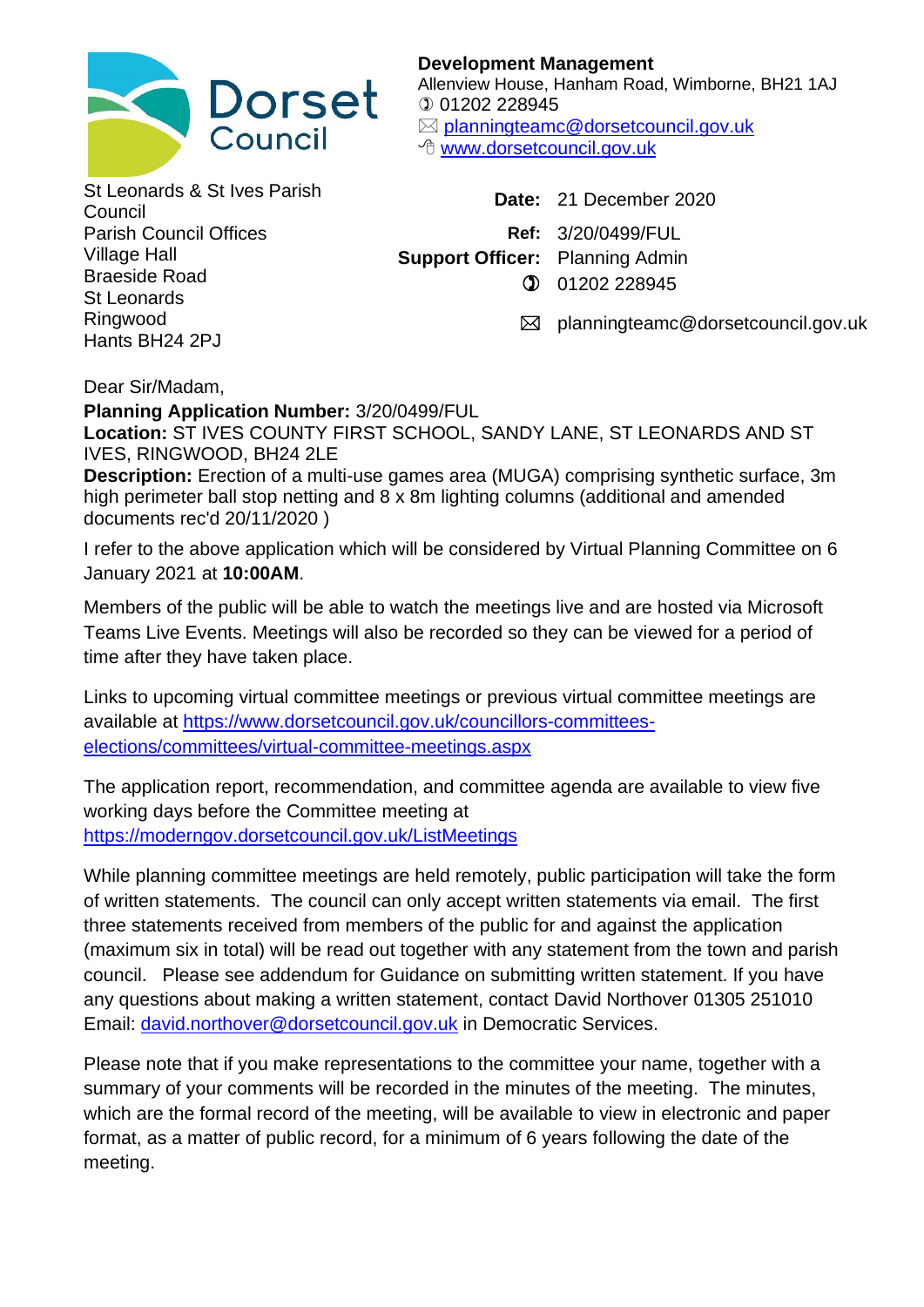Dorset Council

**Development Management**
Allenview House, Hanham Road, Wimborne, BH21 1AJ
01202 228945
planningteamc@dorsetcouncil.gov.uk
www.dorsetcouncil.gov.uk

St Leonards & St Ives Parish Council
Parish Council Offices
Village Hall
Braeside Road
St Leonards
Ringwood
Hants BH24 2PJ

**Date:** 21 December 2020
**Ref:** 3/20/0499/FUL
**Support Officer:** Planning Admin
01202 228945
planningteamc@dorsetcouncil.gov.uk

Dear Sir/Madam,

**Planning Application Number:** 3/20/0499/FUL
**Location:** ST IVES COUNTY FIRST SCHOOL, SANDY LANE, ST LEONARDS AND ST IVES, RINGWOOD, BH24 2LE
**Description:** Erection of a multi-use games area (MUGA) comprising synthetic surface, 3m high perimeter ball stop netting and 8 x 8m lighting columns (additional and amended documents rec'd 20/11/2020 )

I refer to the above application which will be considered by Virtual Planning Committee on 6 January 2021 at **10:00AM**.

Members of the public will be able to watch the meetings live and are hosted via Microsoft Teams Live Events. Meetings will also be recorded so they can be viewed for a period of time after they have taken place.

Links to upcoming virtual committee meetings or previous virtual committee meetings are available at https://www.dorsetcouncil.gov.uk/councillors-committees-elections/committees/virtual-committee-meetings.aspx

The application report, recommendation, and committee agenda are available to view five working days before the Committee meeting at https://moderngov.dorsetcouncil.gov.uk/ListMeetings

While planning committee meetings are held remotely, public participation will take the form of written statements. The council can only accept written statements via email. The first three statements received from members of the public for and against the application (maximum six in total) will be read out together with any statement from the town and parish council. Please see addendum for Guidance on submitting written statement. If you have any questions about making a written statement, contact David Northover 01305 251010 Email: david.northover@dorsetcouncil.gov.uk in Democratic Services.

Please note that if you make representations to the committee your name, together with a summary of your comments will be recorded in the minutes of the meeting. The minutes, which are the formal record of the meeting, will be available to view in electronic and paper format, as a matter of public record, for a minimum of 6 years following the date of the meeting.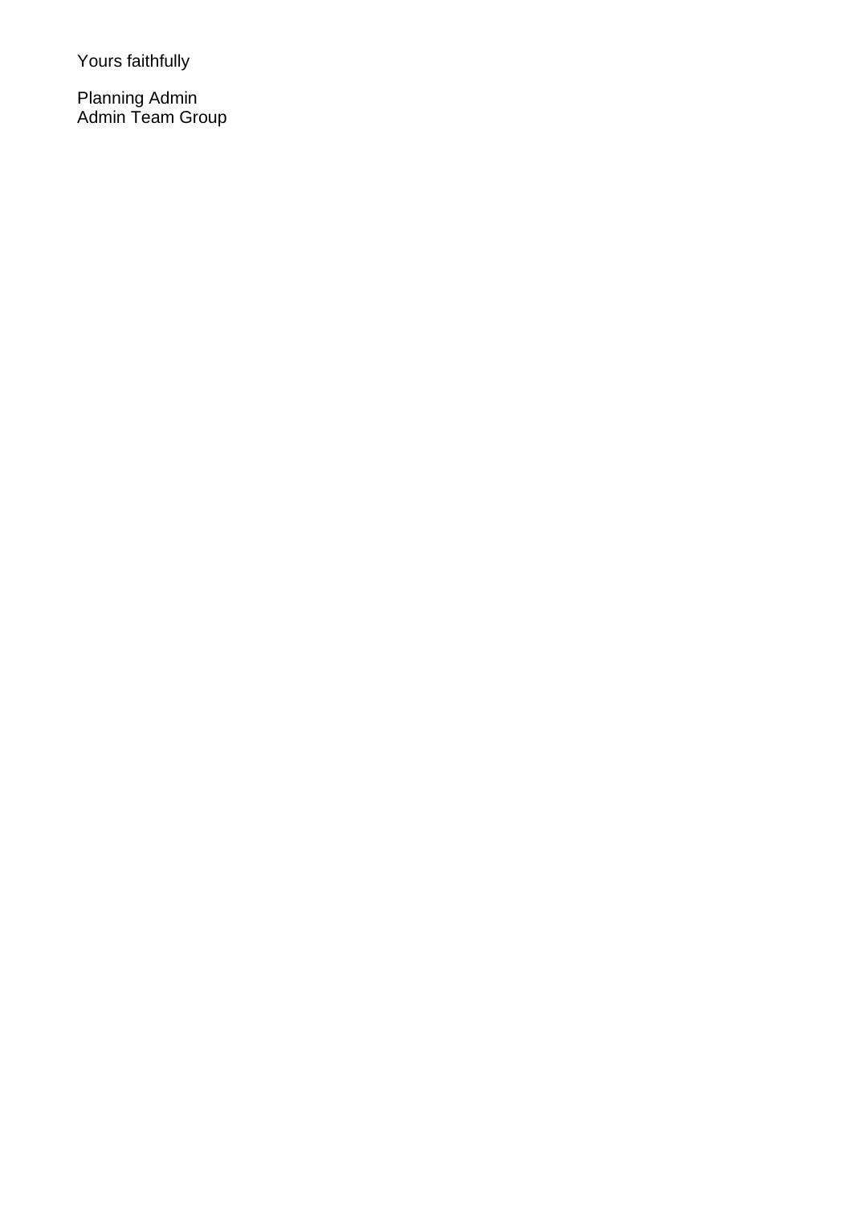Yours faithfully

Planning Admin
Admin Team Group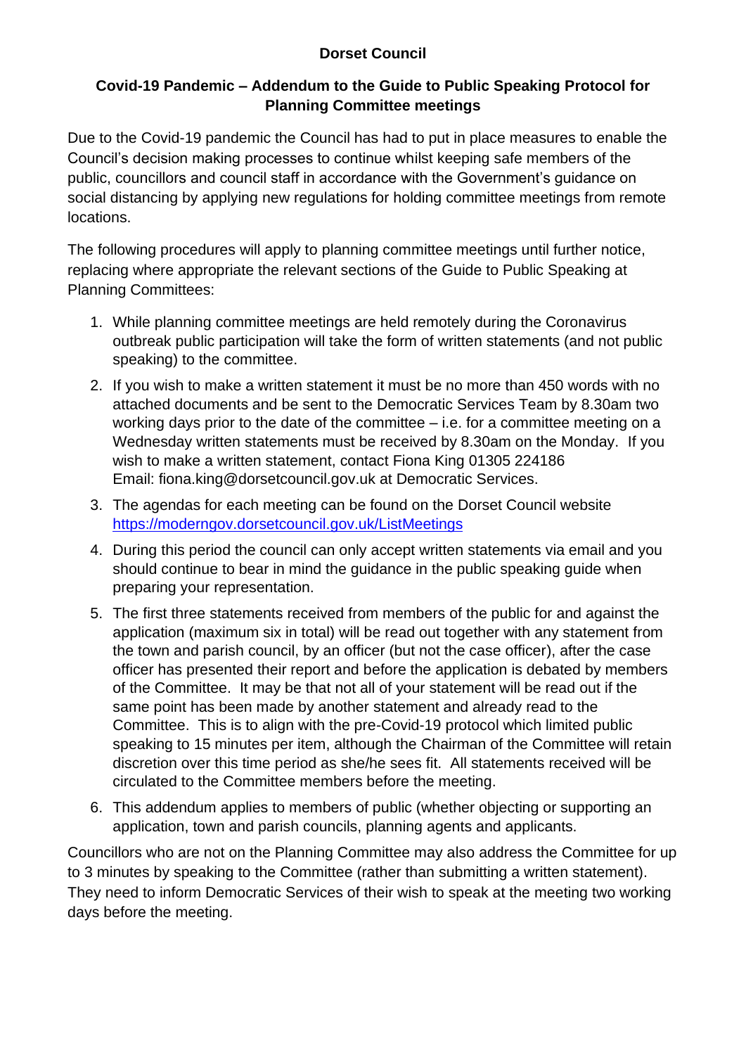**Dorset Council**

**Covid-19 Pandemic – Addendum to the Guide to Public Speaking Protocol for Planning Committee meetings**

Due to the Covid-19 pandemic the Council has had to put in place measures to enable the Council's decision making processes to continue whilst keeping safe members of the public, councillors and council staff in accordance with the Government's guidance on social distancing by applying new regulations for holding committee meetings from remote locations.

The following procedures will apply to planning committee meetings until further notice, replacing where appropriate the relevant sections of the Guide to Public Speaking at Planning Committees:

1. While planning committee meetings are held remotely during the Coronavirus outbreak public participation will take the form of written statements (and not public speaking) to the committee.
2. If you wish to make a written statement it must be no more than 450 words with no attached documents and be sent to the Democratic Services Team by 8.30am two working days prior to the date of the committee – i.e. for a committee meeting on a Wednesday written statements must be received by 8.30am on the Monday. If you wish to make a written statement, contact Fiona King 01305 224186 Email: fiona.king@dorsetcouncil.gov.uk at Democratic Services.
3. The agendas for each meeting can be found on the Dorset Council website [https://moderngov.dorsetcouncil.gov.uk/ListMeetings](https://moderngov.dorsetcouncil.gov.uk/ListMeetings)
4. During this period the council can only accept written statements via email and you should continue to bear in mind the guidance in the public speaking guide when preparing your representation.
5. The first three statements received from members of the public for and against the application (maximum six in total) will be read out together with any statement from the town and parish council, by an officer (but not the case officer), after the case officer has presented their report and before the application is debated by members of the Committee. It may be that not all of your statement will be read out if the same point has been made by another statement and already read to the Committee. This is to align with the pre-Covid-19 protocol which limited public speaking to 15 minutes per item, although the Chairman of the Committee will retain discretion over this time period as she/he sees fit. All statements received will be circulated to the Committee members before the meeting.
6. This addendum applies to members of public (whether objecting or supporting an application, town and parish councils, planning agents and applicants.

Councillors who are not on the Planning Committee may also address the Committee for up to 3 minutes by speaking to the Committee (rather than submitting a written statement). They need to inform Democratic Services of their wish to speak at the meeting two working days before the meeting.